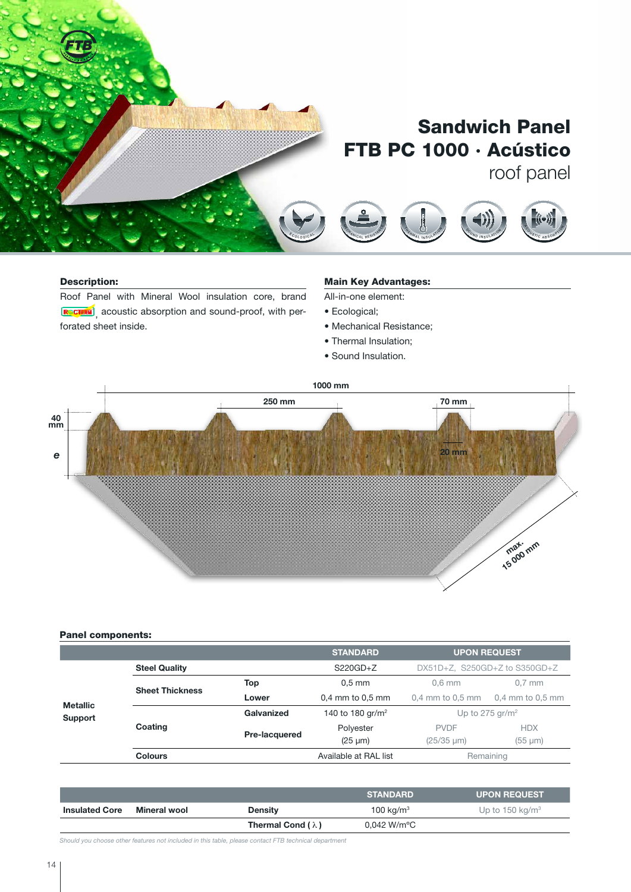# Sandwich Panel
# FTB PC 1000 · Acústico
## roof panel

### Description:

Roof Panel with Mineral Wool insulation core, brand ROCTERM, acoustic absorption and sound-proof, with perforated sheet inside.

### Main Key Advantages:

All-in-one element:

- Ecological;
- Mechanical Resistance;
- Thermal Insulation;
- Sound Insulation.

1000 mm

250 mm

70 mm

40 mm

e

20 mm

max. 15 000 mm

### Panel components:

| | | | STANDARD | UPON REQUEST | |
|---|---|---|---|---|---|
| Metallic Support | Steel Quality | | S220GD+Z | DX51D+Z, S250GD+Z to S350GD+Z | |
| | Sheet Thickness | Top | 0,5 mm | 0,6 mm | 0,7 mm |
| | | Lower | 0,4 mm to 0,5 mm | 0,4 mm to 0,5 mm | 0,4 mm to 0,5 mm |
| | Coating | Galvanized | 140 to 180 gr/m² | Up to 275 gr/m² | |
| | | Pre-lacquered | Polyester (25 µm) | PVDF (25/35 µm) | HDX (55 µm) |
| | Colours | | Available at RAL list | Remaining | |

| | | | STANDARD | UPON REQUEST |
|---|---|---|---|---|
| Insulated Core | Mineral wool | Density | 100 kg/m³ | Up to 150 kg/m³ |
| | | Thermal Cond ( λ ) | 0,042 W/m°C | |

*Should you choose other features not included in this table, please contact FTB technical department*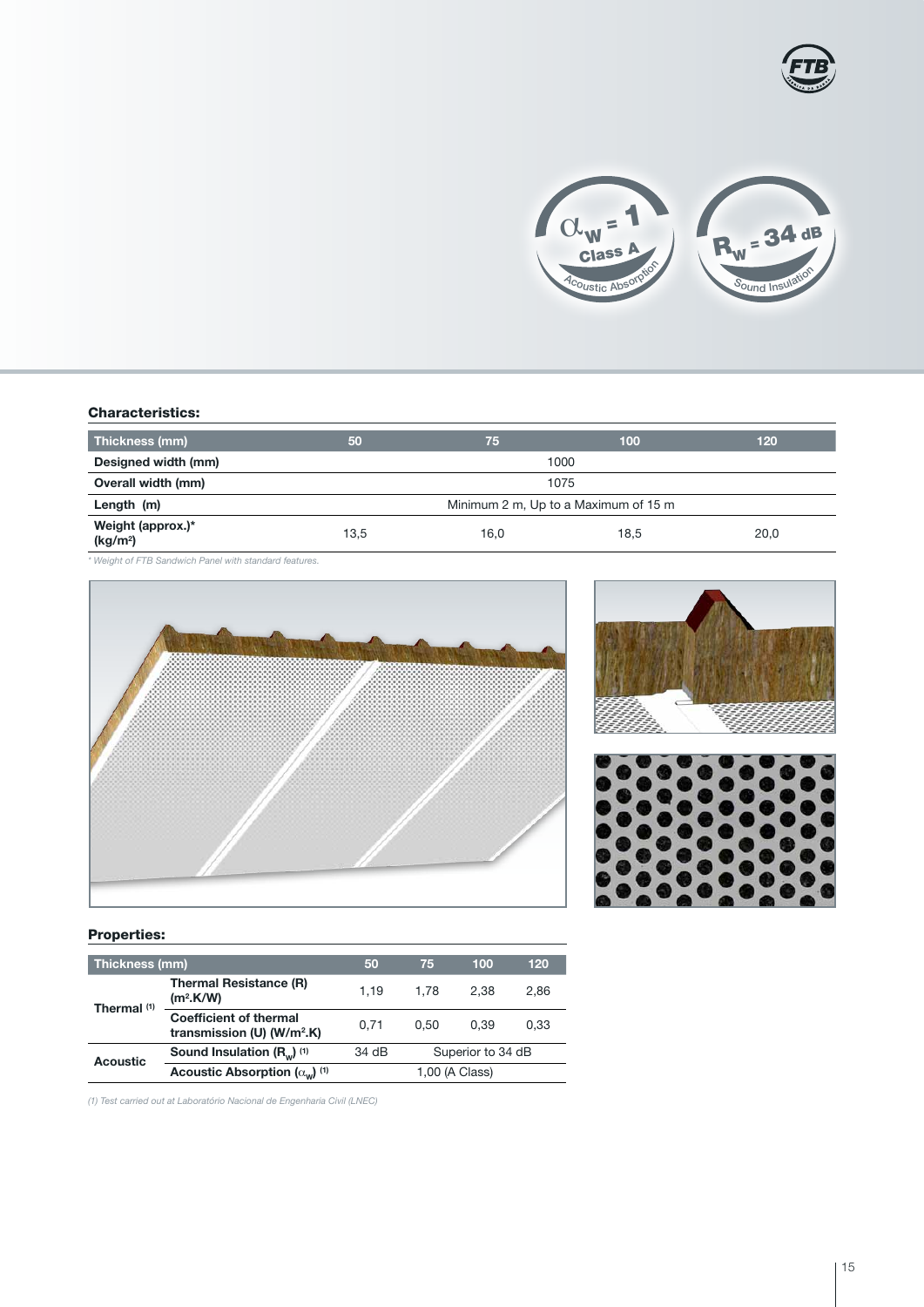$\alpha_W$ = 1
Class A
Acoustic Absorption

$R_W$ = 34 dB
Sound Insulation

### Characteristics:

| Thickness (mm) | 50 | 75 | 100 | 120 |
|---|---|---|---|---|
| Designed width (mm) | 1000 | | | |
| Overall width (mm) | 1075 | | | |
| Length (m) | Minimum 2 m, Up to a Maximum of 15 m | | | |
| Weight (approx.)* (kg/m²) | 13,5 | 16,0 | 18,5 | 20,0 |

*\* Weight of FTB Sandwich Panel with standard features.*

### Properties:

| Thickness (mm) | | 50 | 75 | 100 | 120 |
|---|---|---|---|---|---|
| Thermal [1] | Thermal Resistance (R) (m².K/W) | 1,19 | 1,78 | 2,38 | 2,86 |
| | Coefficient of thermal transmission (U) (W/m².K) | 0,71 | 0,50 | 0,39 | 0,33 |
| Acoustic | Sound Insulation ($R_w$) [1] | 34 dB | Superior to 34 dB | | |
| | Acoustic Absorption ($\alpha_w$) [1] | 1,00 (A Class) | | | |

*(1) Test carried out at Laboratório Nacional de Engenharia Civil (LNEC)*